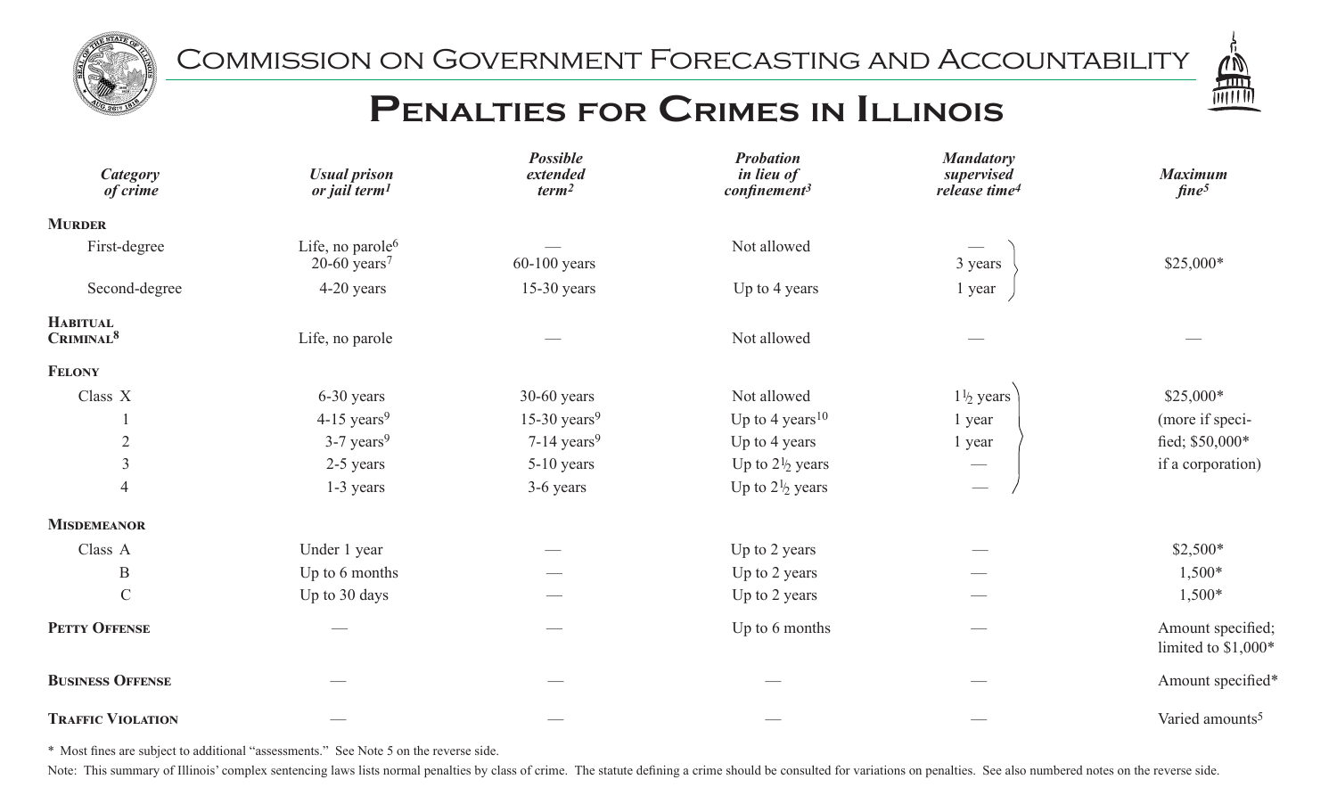# Commission on Government Forecasting and Accountability

## Penalties for Crimes in Illinois

| *Category of crime* | *Usual prison or jail term*[1] | *Possible extended term*[2] | *Probation in lieu of confinement*[3] | *Mandatory supervised release time*[4] | *Maximum fine*[5] |
|---|---|---|---|---|---|
| **Murder** | | | | | |
| First-degree | Life, no parole[6] | — | Not allowed | — | $25,000* |
| | 20-60 years[7] | 60-100 years | | 3 years | |
| Second-degree | 4-20 years | 15-30 years | Up to 4 years | 1 year | |
| **Habitual Criminal**[8] | Life, no parole | — | Not allowed | — | — |
| **Felony** | | | | | |
| Class X | 6-30 years | 30-60 years | Not allowed | 1½ years | $25,000* (more if specified; $50,000* if a corporation) |
| 1 | 4-15 years[9] | 15-30 years[9] | Up to 4 years[10] | 1 year | |
| 2 | 3-7 years[9] | 7-14 years[9] | Up to 4 years | 1 year | |
| 3 | 2-5 years | 5-10 years | Up to 2½ years | — | |
| 4 | 1-3 years | 3-6 years | Up to 2½ years | — | |
| **Misdemeanor** | | | | | |
| Class A | Under 1 year | — | Up to 2 years | — | $2,500* |
| B | Up to 6 months | — | Up to 2 years | — | 1,500* |
| C | Up to 30 days | — | Up to 2 years | — | 1,500* |
| **Petty Offense** | — | — | Up to 6 months | — | Amount specified; limited to $1,000* |
| **Business Offense** | — | — | — | — | Amount specified* |
| **Traffic Violation** | — | — | — | — | Varied amounts[5] |

\* Most fines are subject to additional "assessments." See Note 5 on the reverse side.

Note: This summary of Illinois' complex sentencing laws lists normal penalties by class of crime. The statute defining a crime should be consulted for variations on penalties. See also numbered notes on the reverse side.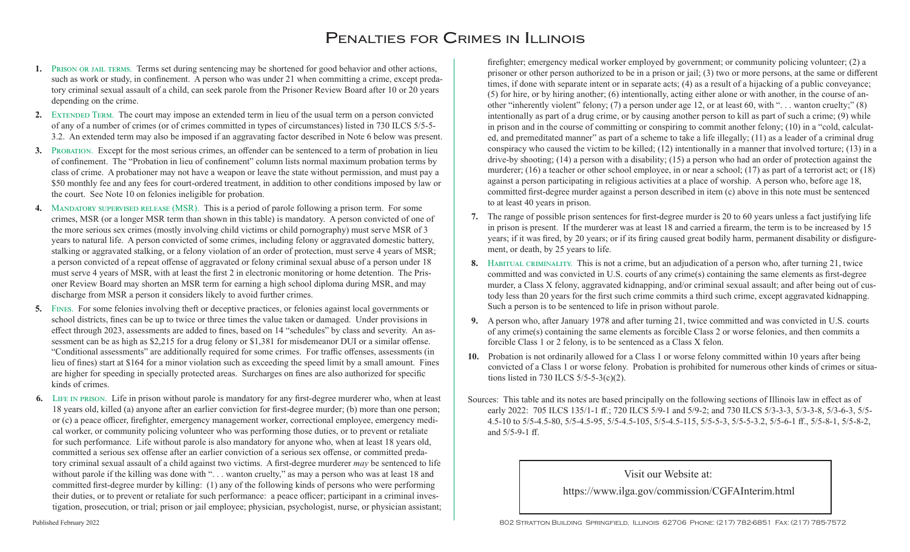# Penalties for Crimes in Illinois

1. **Prison or jail terms.** Terms set during sentencing may be shortened for good behavior and other actions, such as work or study, in confinement. A person who was under 21 when committing a crime, except predatory criminal sexual assault of a child, can seek parole from the Prisoner Review Board after 10 or 20 years depending on the crime.

2. **Extended Term.** The court may impose an extended term in lieu of the usual term on a person convicted of any of a number of crimes (or of crimes committed in types of circumstances) listed in 730 ILCS 5/5-5-3.2. An extended term may also be imposed if an aggravating factor described in Note 6 below was present.

3. **Probation.** Except for the most serious crimes, an offender can be sentenced to a term of probation in lieu of confinement. The "Probation in lieu of confinement" column lists normal maximum probation terms by class of crime. A probationer may not have a weapon or leave the state without permission, and must pay a $50 monthly fee and any fees for court-ordered treatment, in addition to other conditions imposed by law or the court. See Note 10 on felonies ineligible for probation.

4. **Mandatory supervised release (MSR).** This is a period of parole following a prison term. For some crimes, MSR (or a longer MSR term than shown in this table) is mandatory. A person convicted of one of the more serious sex crimes (mostly involving child victims or child pornography) must serve MSR of 3 years to natural life. A person convicted of some crimes, including felony or aggravated domestic battery, stalking or aggravated stalking, or a felony violation of an order of protection, must serve 4 years of MSR; a person convicted of a repeat offense of aggravated or felony criminal sexual abuse of a person under 18 must serve 4 years of MSR, with at least the first 2 in electronic monitoring or home detention. The Prisoner Review Board may shorten an MSR term for earning a high school diploma during MSR, and may discharge from MSR a person it considers likely to avoid further crimes.

5. **Fines.** For some felonies involving theft or deceptive practices, or felonies against local governments or school districts, fines can be up to twice or three times the value taken or damaged. Under provisions in effect through 2023, assessments are added to fines, based on 14 "schedules" by class and severity. An assessment can be as high as $2,215 for a drug felony or $1,381 for misdemeanor DUI or a similar offense. "Conditional assessments" are additionally required for some crimes. For traffic offenses, assessments (in lieu of fines) start at $164 for a minor violation such as exceeding the speed limit by a small amount. Fines are higher for speeding in specially protected areas. Surcharges on fines are also authorized for specific kinds of crimes.

6. **Life in prison.** Life in prison without parole is mandatory for any first-degree murderer who, when at least 18 years old, killed (a) anyone after an earlier conviction for first-degree murder; (b) more than one person; or (c) a peace officer, firefighter, emergency management worker, correctional employee, emergency medical worker, or community policing volunteer who was performing those duties, or to prevent or retaliate for such performance. Life without parole is also mandatory for anyone who, when at least 18 years old, committed a serious sex offense after an earlier conviction of a serious sex offense, or committed predatory criminal sexual assault of a child against two victims. A first-degree murderer *may* be sentenced to life without parole if the killing was done with ". . . wanton cruelty," as may a person who was at least 18 and committed first-degree murder by killing: (1) any of the following kinds of persons who were performing their duties, or to prevent or retaliate for such performance: a peace officer; participant in a criminal investigation, prosecution, or trial; prison or jail employee; physician, psychologist, nurse, or physician assistant; firefighter; emergency medical worker employed by government; or community policing volunteer; (2) a prisoner or other person authorized to be in a prison or jail; (3) two or more persons, at the same or different times, if done with separate intent or in separate acts; (4) as a result of a hijacking of a public conveyance; (5) for hire, or by hiring another; (6) intentionally, acting either alone or with another, in the course of another "inherently violent" felony; (7) a person under age 12, or at least 60, with ". . . wanton cruelty;" (8) intentionally as part of a drug crime, or by causing another person to kill as part of such a crime; (9) while in prison and in the course of committing or conspiring to commit another felony; (10) in a "cold, calculated, and premeditated manner" as part of a scheme to take a life illegally; (11) as a leader of a criminal drug conspiracy who caused the victim to be killed; (12) intentionally in a manner that involved torture; (13) in a drive-by shooting; (14) a person with a disability; (15) a person who had an order of protection against the murderer; (16) a teacher or other school employee, in or near a school; (17) as part of a terrorist act; or (18) against a person participating in religious activities at a place of worship. A person who, before age 18, committed first-degree murder against a person described in item (c) above in this note must be sentenced to at least 40 years in prison.

7. The range of possible prison sentences for first-degree murder is 20 to 60 years unless a fact justifying life in prison is present. If the murderer was at least 18 and carried a firearm, the term is to be increased by 15 years; if it was fired, by 20 years; or if its firing caused great bodily harm, permanent disability or disfigurement, or death, by 25 years to life.

8. **Habitual criminality.** This is not a crime, but an adjudication of a person who, after turning 21, twice committed and was convicted in U.S. courts of any crime(s) containing the same elements as first-degree murder, a Class X felony, aggravated kidnapping, and/or criminal sexual assault; and after being out of custody less than 20 years for the first such crime commits a third such crime, except aggravated kidnapping. Such a person is to be sentenced to life in prison without parole.

9. A person who, after January 1978 and after turning 21, twice committed and was convicted in U.S. courts of any crime(s) containing the same elements as forcible Class 2 or worse felonies, and then commits a forcible Class 1 or 2 felony, is to be sentenced as a Class X felon.

10. Probation is not ordinarily allowed for a Class 1 or worse felony committed within 10 years after being convicted of a Class 1 or worse felony. Probation is prohibited for numerous other kinds of crimes or situations listed in 730 ILCS 5/5-5-3(c)(2).

Sources: This table and its notes are based principally on the following sections of Illinois law in effect as of early 2022: 705 ILCS 135/1-1 ff.; 720 ILCS 5/9-1 and 5/9-2; and 730 ILCS 5/3-3-3, 5/3-3-8, 5/3-6-3, 5/5-4.5-10 to 5/5-4.5-80, 5/5-4.5-95, 5/5-4.5-105, 5/5-4.5-115, 5/5-5-3, 5/5-5-3.2, 5/5-6-1 ff., 5/5-8-1, 5/5-8-2, and 5/5-9-1 ff.

Visit our Website at:

https://www.ilga.gov/commission/CGFAInterim.html

Published February 2022

802 Stratton Building Springfield, Illinois 62706 Phone: (217) 782-6851 Fax: (217) 785-7572